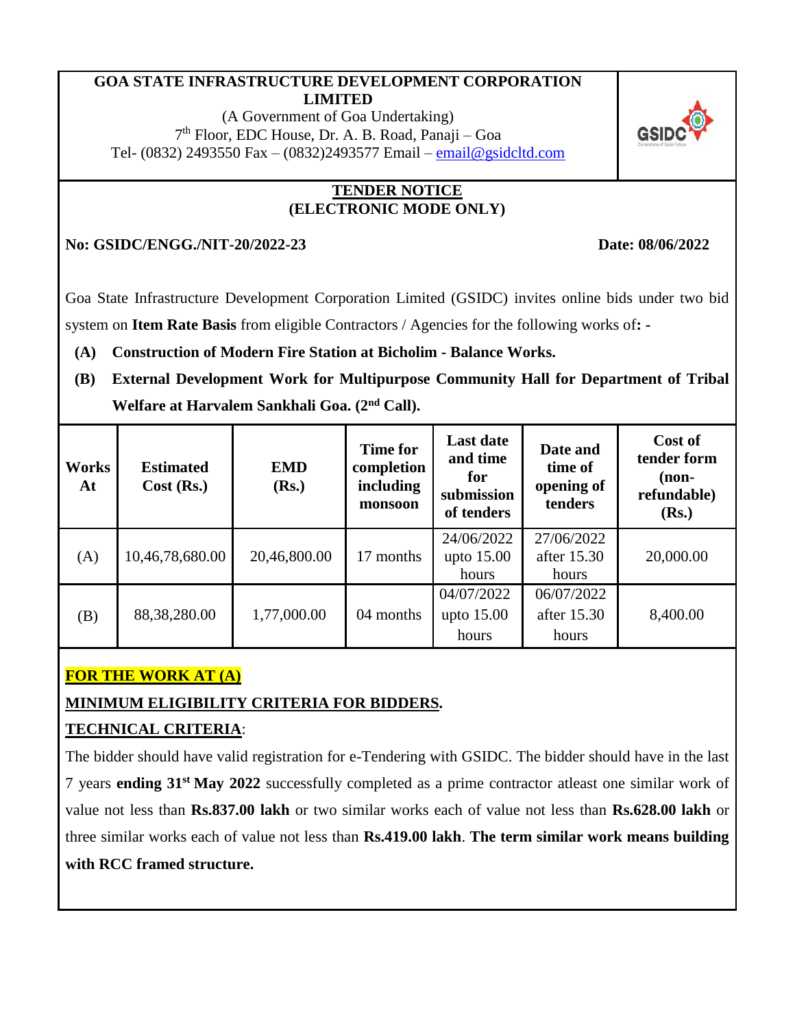**GOA STATE INFRASTRUCTURE DEVELOPMENT CORPORATION LIMITED**

(A Government of Goa Undertaking)

7th Floor, EDC House, Dr. A. B. Road, Panaji – Goa

Tel- (0832) 2493550 Fax – (0832)2493577 Email – email@gsidcltd.com

## TENDER NOTICE
## (ELECTRONIC MODE ONLY)

**No: GSIDC/ENGG./NIT-20/2022-23** **Date: 08/06/2022**

Goa State Infrastructure Development Corporation Limited (GSIDC) invites online bids under two bid system on **Item Rate Basis** from eligible Contractors / Agencies for the following works of**: -**

**(A) Construction of Modern Fire Station at Bicholim - Balance Works.**

**(B) External Development Work for Multipurpose Community Hall for Department of Tribal Welfare at Harvalem Sankhali Goa. (2nd Call).**

| Works At | Estimated Cost (Rs.) | EMD (Rs.) | Time for completion including monsoon | Last date and time for submission of tenders | Date and time of opening of tenders | Cost of tender form (non-refundable) (Rs.) |
|---|---|---|---|---|---|---|
| (A) | 10,46,78,680.00 | 20,46,800.00 | 17 months | 24/06/2022 upto 15.00 hours | 27/06/2022 after 15.30 hours | 20,000.00 |
| (B) | 88,38,280.00 | 1,77,000.00 | 04 months | 04/07/2022 upto 15.00 hours | 06/07/2022 after 15.30 hours | 8,400.00 |

**FOR THE WORK AT (A)**

**MINIMUM ELIGIBILITY CRITERIA FOR BIDDERS.**

**TECHNICAL CRITERIA**:

The bidder should have valid registration for e-Tendering with GSIDC. The bidder should have in the last 7 years **ending 31st May 2022** successfully completed as a prime contractor atleast one similar work of value not less than **Rs.837.00 lakh** or two similar works each of value not less than **Rs.628.00 lakh** or three similar works each of value not less than **Rs.419.00 lakh**. **The term similar work means building with RCC framed structure.**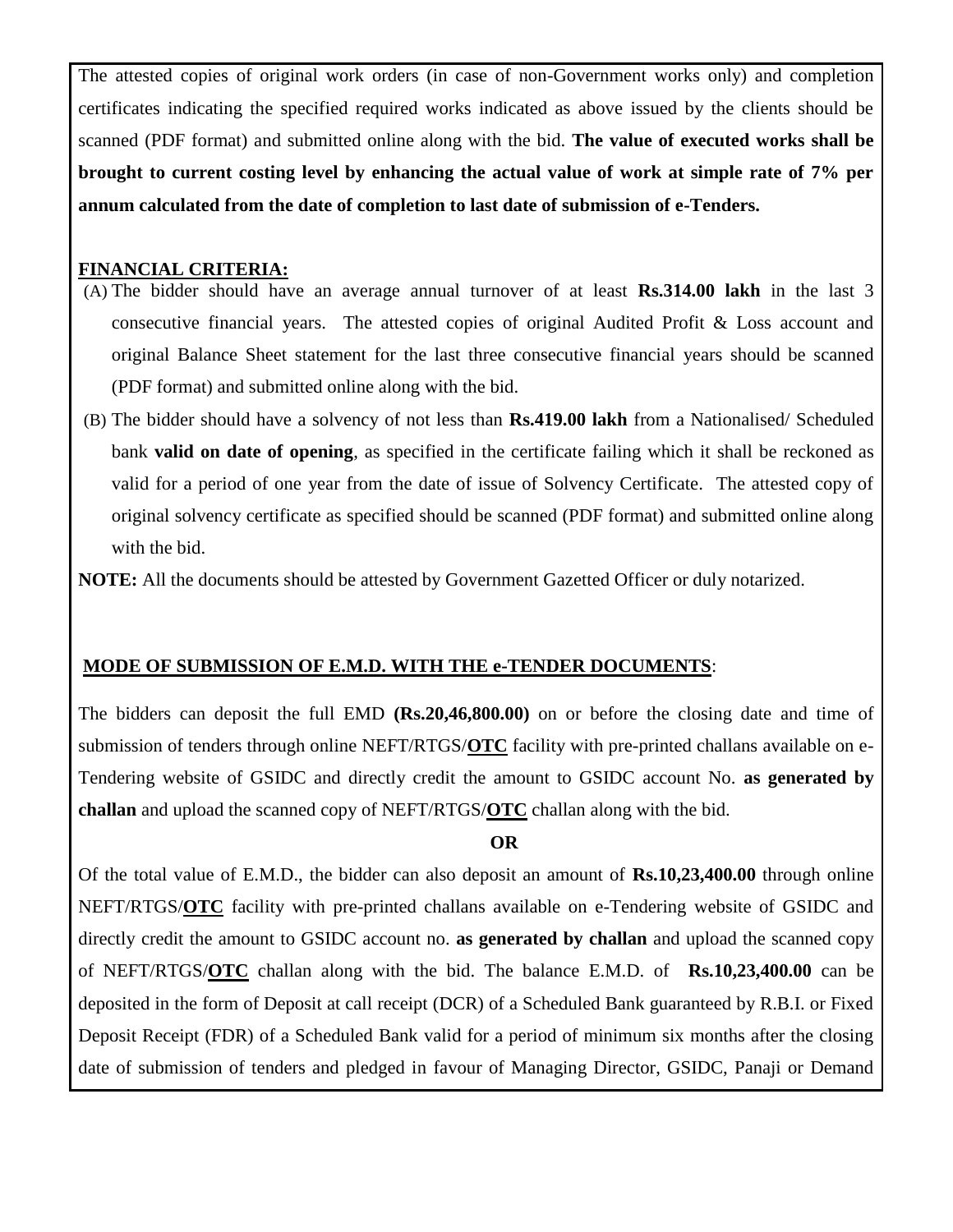The attested copies of original work orders (in case of non-Government works only) and completion certificates indicating the specified required works indicated as above issued by the clients should be scanned (PDF format) and submitted online along with the bid. **The value of executed works shall be brought to current costing level by enhancing the actual value of work at simple rate of 7% per annum calculated from the date of completion to last date of submission of e-Tenders.**

**FINANCIAL CRITERIA:**

(A) The bidder should have an average annual turnover of at least **Rs.314.00 lakh** in the last 3 consecutive financial years. The attested copies of original Audited Profit & Loss account and original Balance Sheet statement for the last three consecutive financial years should be scanned (PDF format) and submitted online along with the bid.

(B) The bidder should have a solvency of not less than **Rs.419.00 lakh** from a Nationalised/ Scheduled bank **valid on date of opening**, as specified in the certificate failing which it shall be reckoned as valid for a period of one year from the date of issue of Solvency Certificate. The attested copy of original solvency certificate as specified should be scanned (PDF format) and submitted online along with the bid.

**NOTE:** All the documents should be attested by Government Gazetted Officer or duly notarized.

**MODE OF SUBMISSION OF E.M.D. WITH THE e-TENDER DOCUMENTS**:

The bidders can deposit the full EMD **(Rs.20,46,800.00)** on or before the closing date and time of submission of tenders through online NEFT/RTGS/**OTC** facility with pre-printed challans available on e-Tendering website of GSIDC and directly credit the amount to GSIDC account No. **as generated by challan** and upload the scanned copy of NEFT/RTGS/**OTC** challan along with the bid.

**OR**

Of the total value of E.M.D., the bidder can also deposit an amount of **Rs.10,23,400.00** through online NEFT/RTGS/**OTC** facility with pre-printed challans available on e-Tendering website of GSIDC and directly credit the amount to GSIDC account no. **as generated by challan** and upload the scanned copy of NEFT/RTGS/**OTC** challan along with the bid. The balance E.M.D. of **Rs.10,23,400.00** can be deposited in the form of Deposit at call receipt (DCR) of a Scheduled Bank guaranteed by R.B.I. or Fixed Deposit Receipt (FDR) of a Scheduled Bank valid for a period of minimum six months after the closing date of submission of tenders and pledged in favour of Managing Director, GSIDC, Panaji or Demand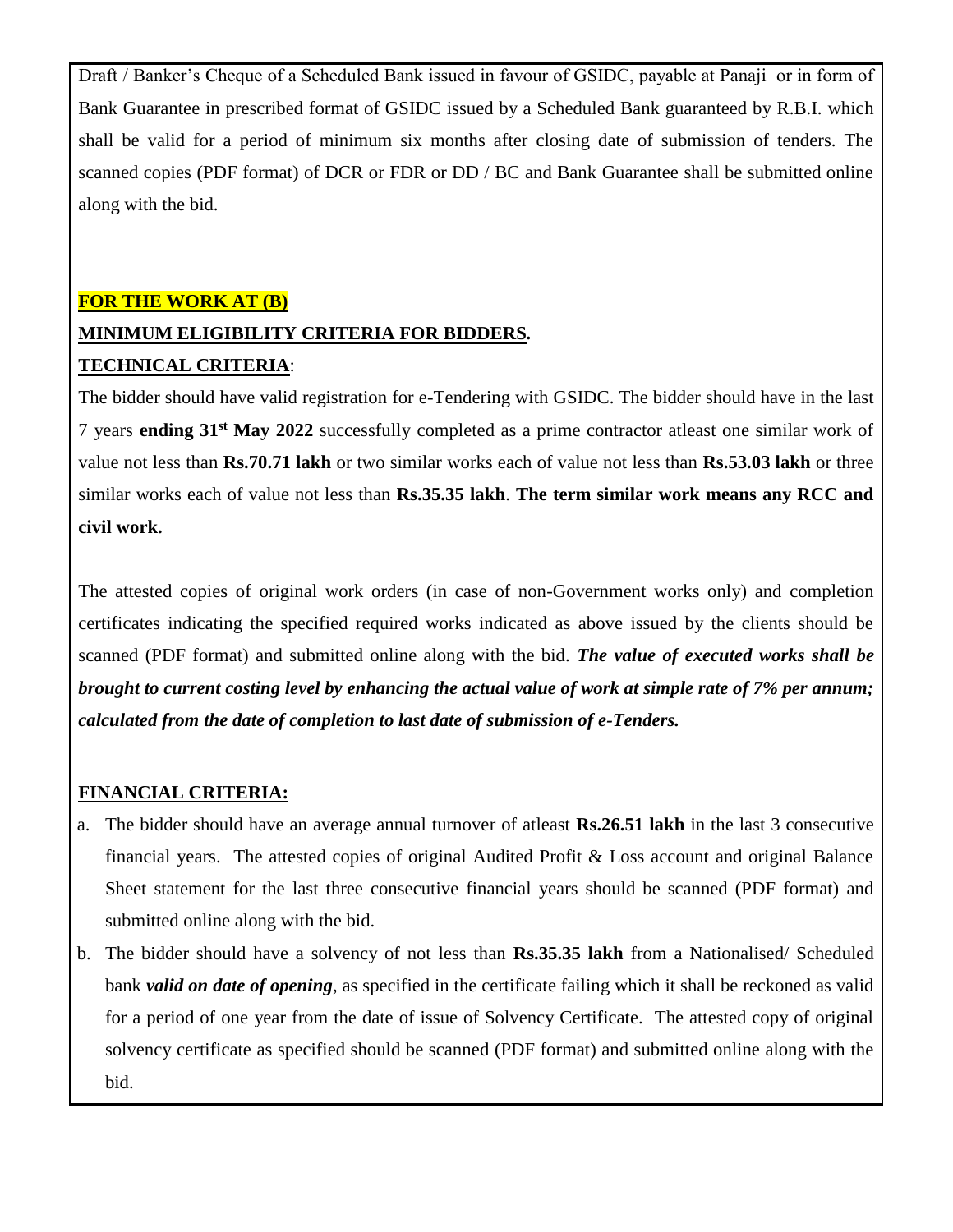Draft / Banker's Cheque of a Scheduled Bank issued in favour of GSIDC, payable at Panaji or in form of Bank Guarantee in prescribed format of GSIDC issued by a Scheduled Bank guaranteed by R.B.I. which shall be valid for a period of minimum six months after closing date of submission of tenders. The scanned copies (PDF format) of DCR or FDR or DD / BC and Bank Guarantee shall be submitted online along with the bid.

**FOR THE WORK AT (B)**

**MINIMUM ELIGIBILITY CRITERIA FOR BIDDERS.**

**TECHNICAL CRITERIA**:

The bidder should have valid registration for e-Tendering with GSIDC. The bidder should have in the last 7 years **ending 31st May 2022** successfully completed as a prime contractor atleast one similar work of value not less than **Rs.70.71 lakh** or two similar works each of value not less than **Rs.53.03 lakh** or three similar works each of value not less than **Rs.35.35 lakh**. **The term similar work means any RCC and civil work.**

The attested copies of original work orders (in case of non-Government works only) and completion certificates indicating the specified required works indicated as above issued by the clients should be scanned (PDF format) and submitted online along with the bid. ***The value of executed works shall be brought to current costing level by enhancing the actual value of work at simple rate of 7% per annum; calculated from the date of completion to last date of submission of e-Tenders.***

**FINANCIAL CRITERIA:**

a. The bidder should have an average annual turnover of atleast **Rs.26.51 lakh** in the last 3 consecutive financial years. The attested copies of original Audited Profit & Loss account and original Balance Sheet statement for the last three consecutive financial years should be scanned (PDF format) and submitted online along with the bid.

b. The bidder should have a solvency of not less than **Rs.35.35 lakh** from a Nationalised/ Scheduled bank ***valid on date of opening***, as specified in the certificate failing which it shall be reckoned as valid for a period of one year from the date of issue of Solvency Certificate. The attested copy of original solvency certificate as specified should be scanned (PDF format) and submitted online along with the bid.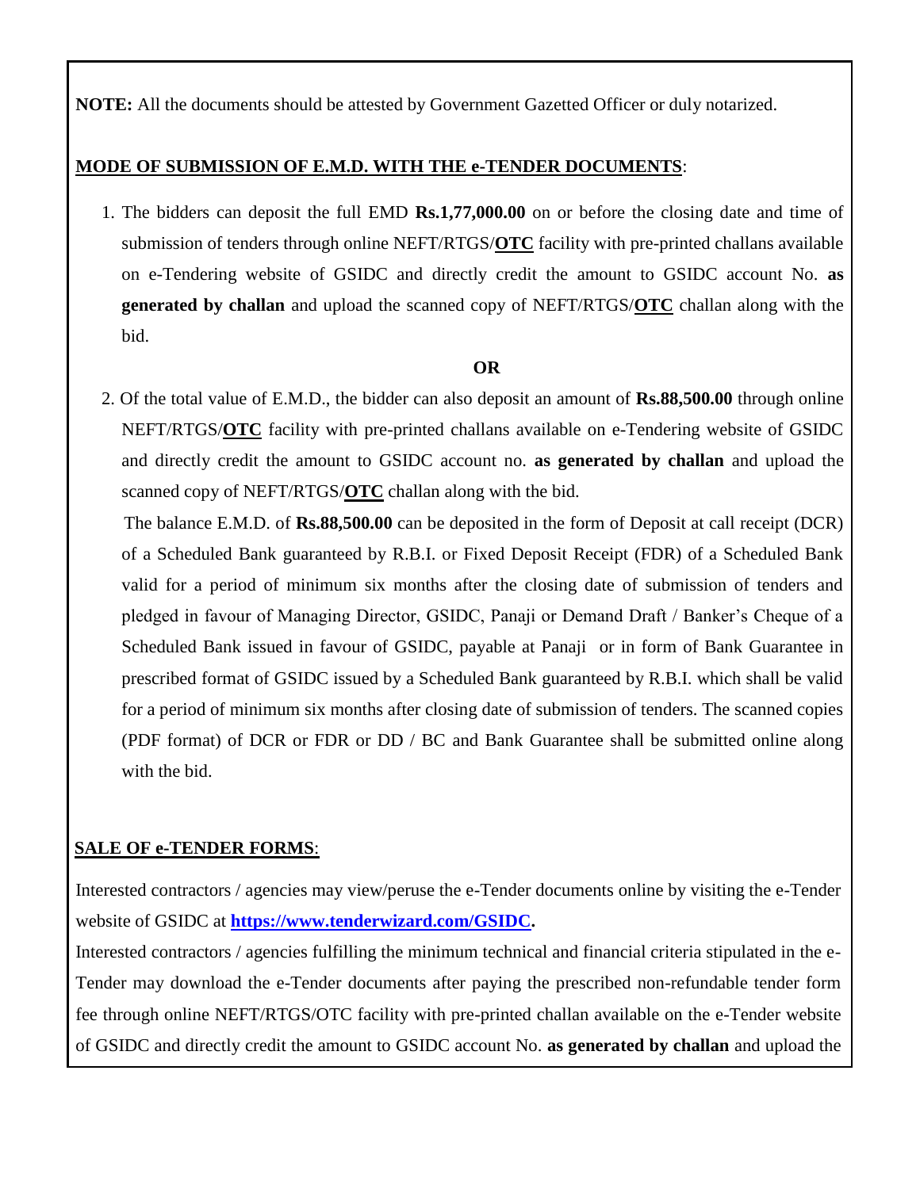**NOTE:** All the documents should be attested by Government Gazetted Officer or duly notarized.

**MODE OF SUBMISSION OF E.M.D. WITH THE e-TENDER DOCUMENTS**:

1. The bidders can deposit the full EMD **Rs.1,77,000.00** on or before the closing date and time of submission of tenders through online NEFT/RTGS/**OTC** facility with pre-printed challans available on e-Tendering website of GSIDC and directly credit the amount to GSIDC account No. **as generated by challan** and upload the scanned copy of NEFT/RTGS/**OTC** challan along with the bid.

**OR**

2. Of the total value of E.M.D., the bidder can also deposit an amount of **Rs.88,500.00** through online NEFT/RTGS/**OTC** facility with pre-printed challans available on e-Tendering website of GSIDC and directly credit the amount to GSIDC account no. **as generated by challan** and upload the scanned copy of NEFT/RTGS/**OTC** challan along with the bid.

   The balance E.M.D. of **Rs.88,500.00** can be deposited in the form of Deposit at call receipt (DCR) of a Scheduled Bank guaranteed by R.B.I. or Fixed Deposit Receipt (FDR) of a Scheduled Bank valid for a period of minimum six months after the closing date of submission of tenders and pledged in favour of Managing Director, GSIDC, Panaji or Demand Draft / Banker's Cheque of a Scheduled Bank issued in favour of GSIDC, payable at Panaji or in form of Bank Guarantee in prescribed format of GSIDC issued by a Scheduled Bank guaranteed by R.B.I. which shall be valid for a period of minimum six months after closing date of submission of tenders. The scanned copies (PDF format) of DCR or FDR or DD / BC and Bank Guarantee shall be submitted online along with the bid.

**SALE OF e-TENDER FORMS**:

Interested contractors / agencies may view/peruse the e-Tender documents online by visiting the e-Tender website of GSIDC at **https://www.tenderwizard.com/GSIDC.**

Interested contractors / agencies fulfilling the minimum technical and financial criteria stipulated in the e-Tender may download the e-Tender documents after paying the prescribed non-refundable tender form fee through online NEFT/RTGS/OTC facility with pre-printed challan available on the e-Tender website of GSIDC and directly credit the amount to GSIDC account No. **as generated by challan** and upload the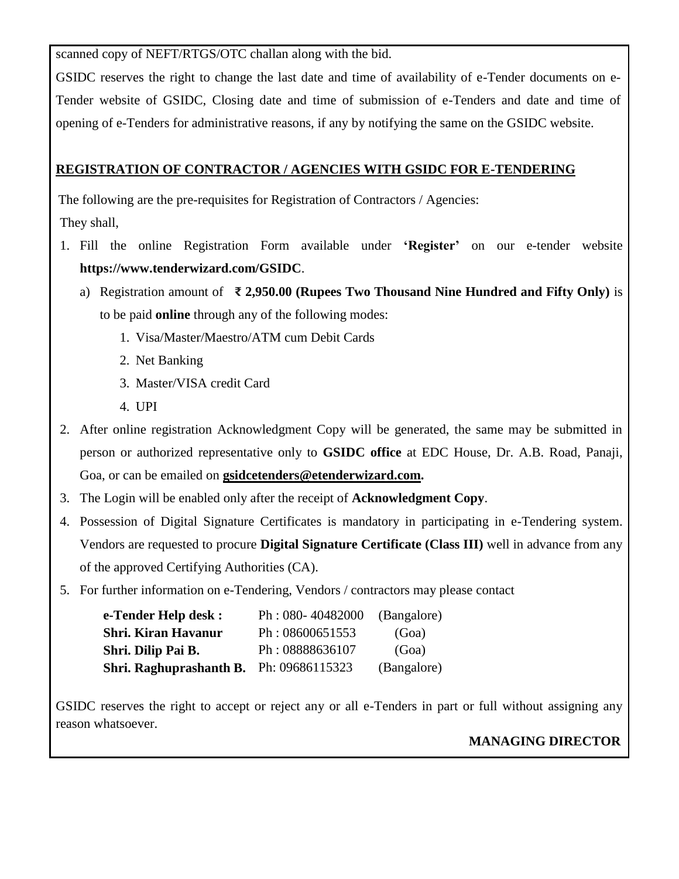scanned copy of NEFT/RTGS/OTC challan along with the bid.

GSIDC reserves the right to change the last date and time of availability of e-Tender documents on e-Tender website of GSIDC, Closing date and time of submission of e-Tenders and date and time of opening of e-Tenders for administrative reasons, if any by notifying the same on the GSIDC website.

**REGISTRATION OF CONTRACTOR / AGENCIES WITH GSIDC FOR E-TENDERING**

The following are the pre-requisites for Registration of Contractors / Agencies:

They shall,

1. Fill the online Registration Form available under **'Register'** on our e-tender website **https://www.tenderwizard.com/GSIDC**.
   a) Registration amount of **₹ 2,950.00 (Rupees Two Thousand Nine Hundred and Fifty Only)** is to be paid **online** through any of the following modes:
      1. Visa/Master/Maestro/ATM cum Debit Cards
      2. Net Banking
      3. Master/VISA credit Card
      4. UPI
2. After online registration Acknowledgment Copy will be generated, the same may be submitted in person or authorized representative only to **GSIDC office** at EDC House, Dr. A.B. Road, Panaji, Goa, or can be emailed on **gsidcetenders@etenderwizard.com.**
3. The Login will be enabled only after the receipt of **Acknowledgment Copy**.
4. Possession of Digital Signature Certificates is mandatory in participating in e-Tendering system. Vendors are requested to procure **Digital Signature Certificate (Class III)** well in advance from any of the approved Certifying Authorities (CA).
5. For further information on e-Tendering, Vendors / contractors may please contact

| | | |
|---|---|---|
| **e-Tender Help desk :** | Ph : 080- 40482000 | (Bangalore) |
| **Shri. Kiran Havanur** | Ph : 08600651553 | (Goa) |
| **Shri. Dilip Pai B.** | Ph : 08888636107 | (Goa) |
| **Shri. Raghuprashanth B.** | Ph: 09686115323 | (Bangalore) |

GSIDC reserves the right to accept or reject any or all e-Tenders in part or full without assigning any reason whatsoever.

**MANAGING DIRECTOR**